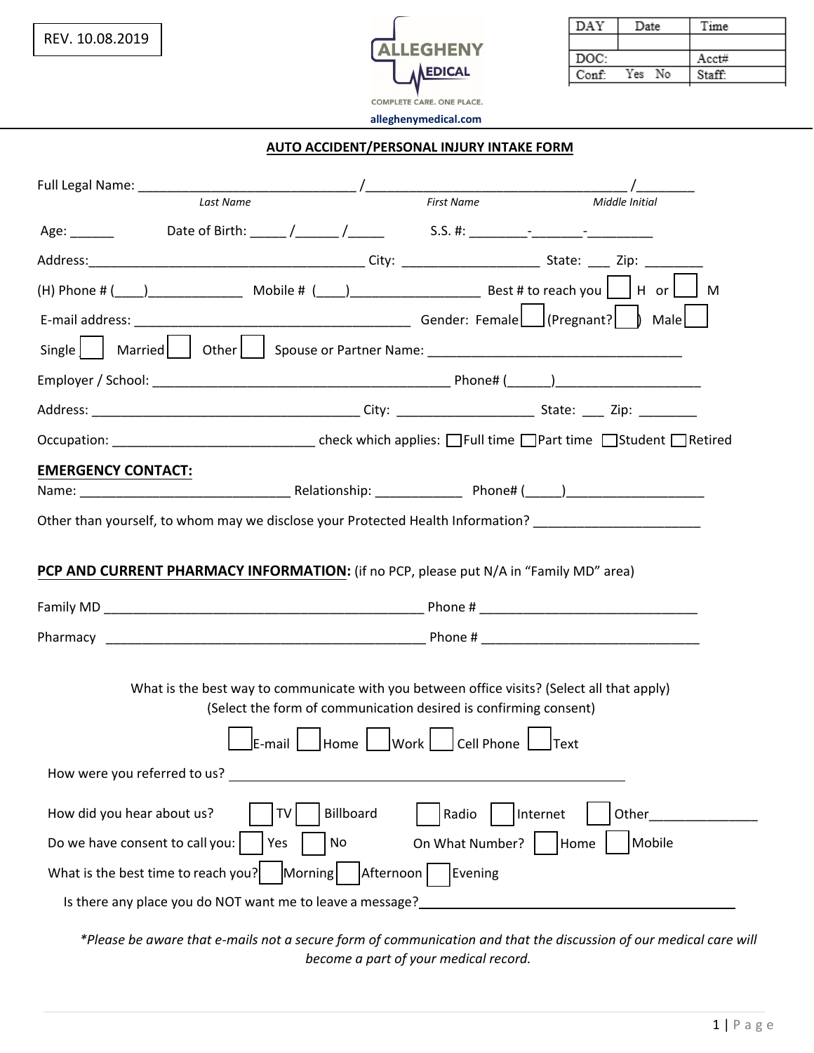REV. 10.08.2019

ALLEGHENY MEDICAL

COMPLETE CARE. ONE PLACE.

alleghenymedical.com

| DAY | Date | Time |
| --- | --- | --- |
| | | |
| DOC: | | Acct# |
| Conf: Yes No | | Staff: |

## AUTO ACCIDENT/PERSONAL INJURY INTAKE FORM

Full Legal Name: ______________________________ /____________________________________ /________
Last Name First Name Middle Initial

Age: ______ Date of Birth: _____ /______ /_____ S.S. #: ________-_______-_________

Address:______________________________________ City: ___________________ State: ___ Zip: ________

(H) Phone # (____)_____________ Mobile # (____)_________________ Best # to reach you ☐ H or ☐ M

E-mail address: ______________________________________ Gender: Female ☐ (Pregnant? ☐) Male ☐

Single ☐ Married ☐ Other ☐ Spouse or Partner Name: ___________________________________

Employer / School: _________________________________________ Phone# (______)____________________

Address: _____________________________________ City: ___________________ State: ___ Zip: ________

Occupation: ____________________________ check which applies: ☐ Full time ☐ Part time ☐ Student ☐ Retired

**EMERGENCY CONTACT:**

Name: _____________________________ Relationship: ____________ Phone# (_____)___________________

Other than yourself, to whom may we disclose your Protected Health Information? ______________________

**PCP AND CURRENT PHARMACY INFORMATION:** (if no PCP, please put N/A in "Family MD" area)

Family MD ____________________________________________ Phone # ______________________________

Pharmacy ____________________________________________ Phone # ______________________________

What is the best way to communicate with you between office visits? (Select all that apply)
(Select the form of communication desired is confirming consent)

☐ E-mail ☐ Home ☐ Work ☐ Cell Phone ☐ Text

How were you referred to us? ________________________________________________________

How did you hear about us? ☐ TV ☐ Billboard ☐ Radio ☐ Internet ☐ Other_______________

Do we have consent to call you: ☐ Yes ☐ No On What Number? ☐ Home ☐ Mobile

What is the best time to reach you? ☐ Morning ☐ Afternoon ☐ Evening

Is there any place you do NOT want me to leave a message?_____________________________________________

*\*Please be aware that e-mails not a secure form of communication and that the discussion of our medical care will become a part of your medical record.*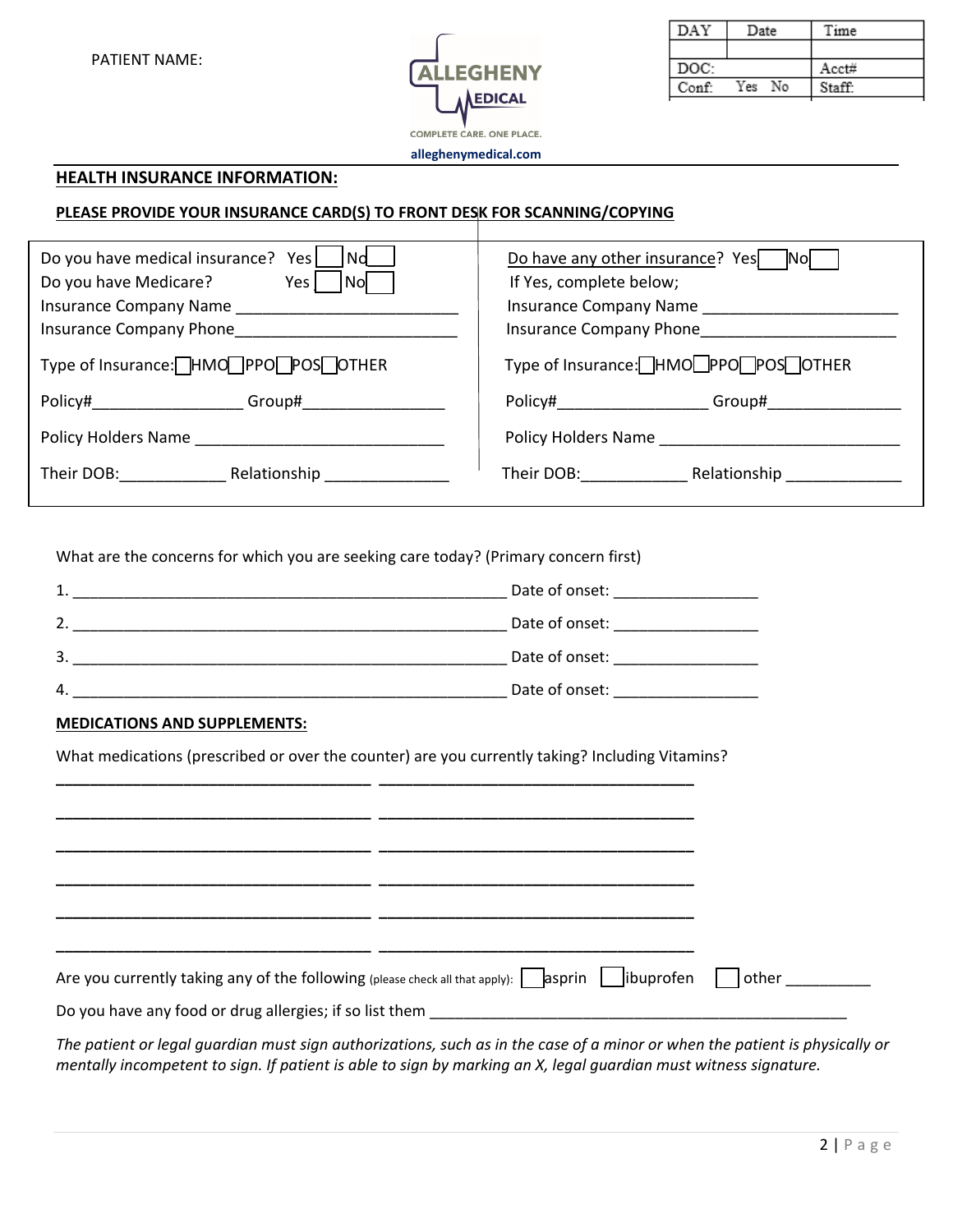PATIENT NAME:

ALLEGHENY MEDICAL

COMPLETE CARE. ONE PLACE.

alleghenymedical.com

| DAY | Date | Time |
| --- | --- | --- |
| | | |
| DOC: | | Acct# |
| Conf: | Yes No | Staff: |

## HEALTH INSURANCE INFORMATION:

**PLEASE PROVIDE YOUR INSURANCE CARD(S) TO FRONT DESK FOR SCANNING/COPYING**

Do you have medical insurance? Yes ☐ No ☐

Do you have Medicare? Yes ☐ No ☐

Insurance Company Name ___________________________

Insurance Company Phone___________________________

Type of Insurance: ☐HMO ☐PPO ☐POS ☐OTHER

Policy#_________________ Group#_________________

Policy Holders Name ______________________________

Their DOB:____________ Relationship ______________

Do have any other insurance? Yes ☐ No ☐

If Yes, complete below;

Insurance Company Name _______________________

Insurance Company Phone_______________________

Type of Insurance: ☐HMO ☐PPO ☐POS ☐OTHER

Policy#_________________ Group#_______________

Policy Holders Name ____________________________

Their DOB:____________ Relationship _____________

What are the concerns for which you are seeking care today? (Primary concern first)

1. ____________________________________________________ Date of onset: _________________
2. ____________________________________________________ Date of onset: _________________
3. ____________________________________________________ Date of onset: _________________
4. ____________________________________________________ Date of onset: _________________

**MEDICATIONS AND SUPPLEMENTS:**

What medications (prescribed or over the counter) are you currently taking? Including Vitamins?

____________________________________ ____________________________________

____________________________________ ____________________________________

____________________________________ ____________________________________

____________________________________ ____________________________________

____________________________________ ____________________________________

____________________________________ ____________________________________

Are you currently taking any of the following (please check all that apply): ☐ asprin ☐ ibuprofen ☐ other __________

Do you have any food or drug allergies; if so list them ________________________________________________

*The patient or legal guardian must sign authorizations, such as in the case of a minor or when the patient is physically or mentally incompetent to sign. If patient is able to sign by marking an X, legal guardian must witness signature.*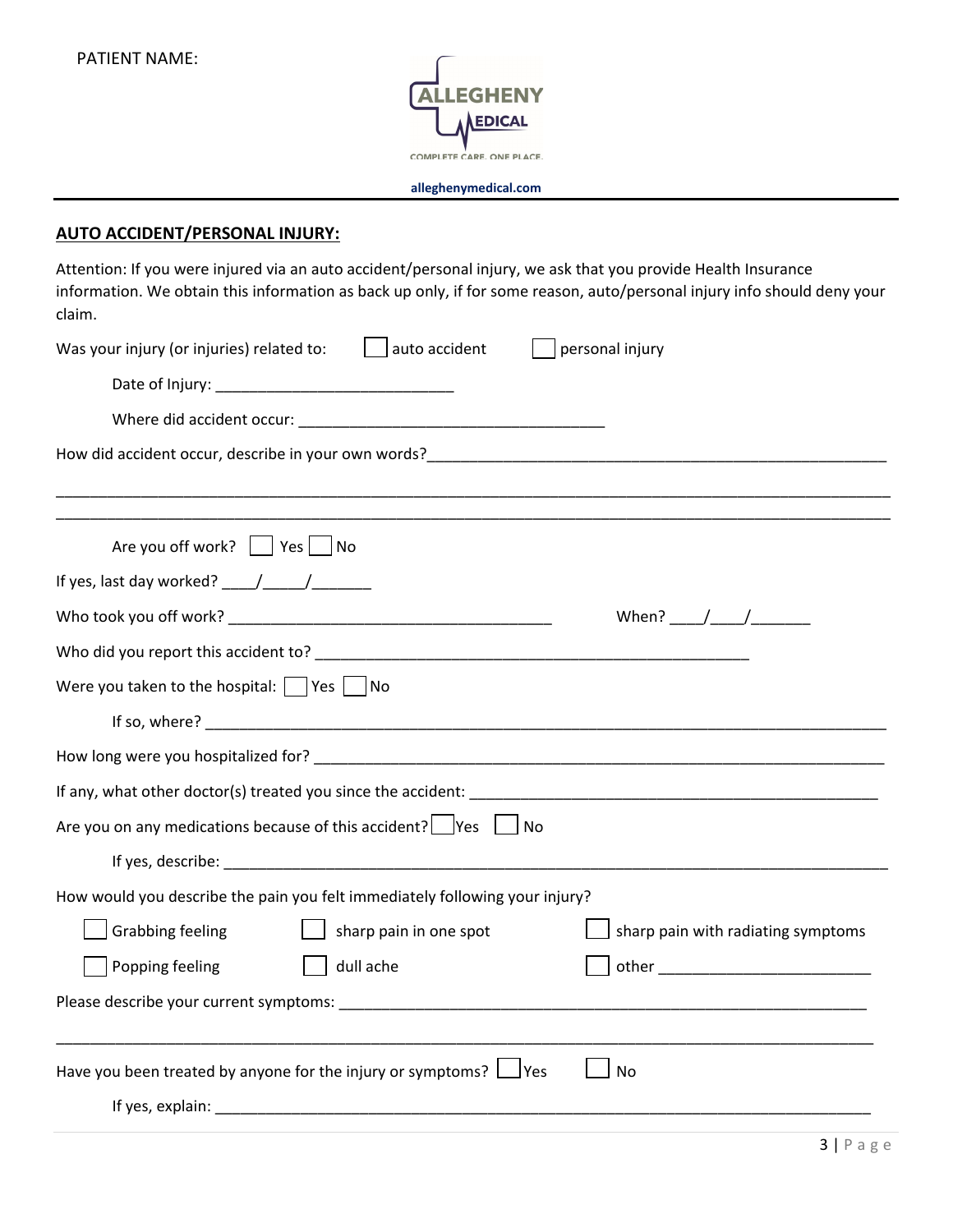PATIENT NAME:

ALLEGHENY MEDICAL

COMPLETE CARE. ONE PLACE.

alleghenymedical.com

## AUTO ACCIDENT/PERSONAL INJURY:

Attention: If you were injured via an auto accident/personal injury, we ask that you provide Health Insurance information. We obtain this information as back up only, if for some reason, auto/personal injury info should deny your claim.

Was your injury (or injuries) related to: ☐ auto accident ☐ personal injury

Date of Injury: ___________________________

Where did accident occur: ____________________________________

How did accident occur, describe in your own words?______________________________________________________

_____________________________________________________________________________________________

_____________________________________________________________________________________________

Are you off work? ☐ Yes ☐ No

If yes, last day worked? ____/_____/_______

Who took you off work? ______________________________________ When? ____/____/_______

Who did you report this accident to? ____________________________________________________

Were you taken to the hospital: ☐ Yes ☐ No

If so, where? ____________________________________________________________________________

How long were you hospitalized for? ________________________________________________________________

If any, what other doctor(s) treated you since the accident: ______________________________________________

Are you on any medications because of this accident? ☐ Yes ☐ No

If yes, describe: __________________________________________________________________________

How would you describe the pain you felt immediately following your injury?

☐ Grabbing feeling ☐ sharp pain in one spot ☐ sharp pain with radiating symptoms

☐ Popping feeling ☐ dull ache ☐ other _______________________

Please describe your current symptoms: ___________________________________________________________

_____________________________________________________________________________________________

Have you been treated by anyone for the injury or symptoms? ☐ Yes ☐ No

If yes, explain: _____________________________________________________________________________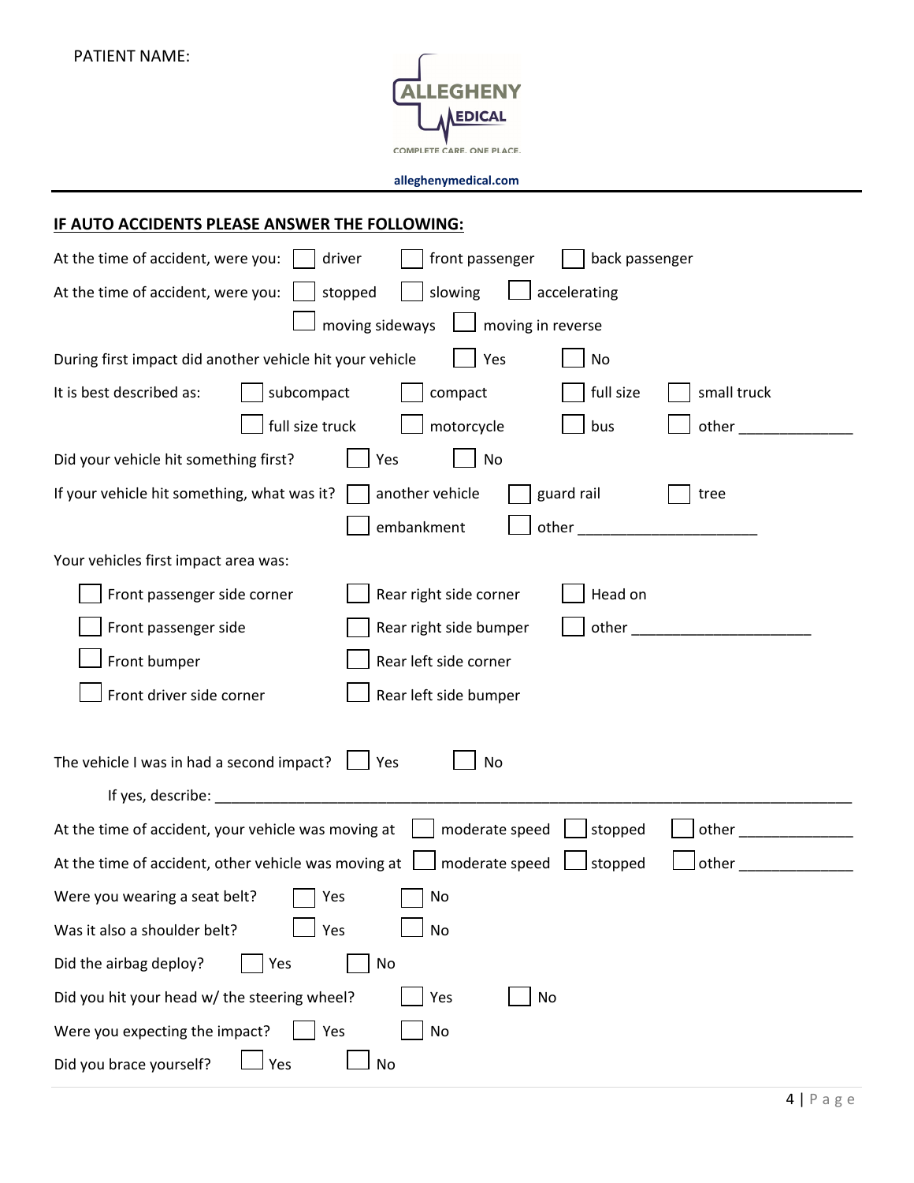PATIENT NAME:

ALLEGHENY MEDICAL

COMPLETE CARE. ONE PLACE.

alleghenymedical.com

**IF AUTO ACCIDENTS PLEASE ANSWER THE FOLLOWING:**

At the time of accident, were you: ☐ driver ☐ front passenger ☐ back passenger

At the time of accident, were you: ☐ stopped ☐ slowing ☐ accelerating ☐ moving sideways ☐ moving in reverse

During first impact did another vehicle hit your vehicle ☐ Yes ☐ No

It is best described as: ☐ subcompact ☐ compact ☐ full size ☐ small truck ☐ full size truck ☐ motorcycle ☐ bus ☐ other ______________

Did your vehicle hit something first? ☐ Yes ☐ No

If your vehicle hit something, what was it? ☐ another vehicle ☐ guard rail ☐ tree ☐ embankment ☐ other ______________________

Your vehicles first impact area was:

| | | |
|---|---|---|
| ☐ Front passenger side corner | ☐ Rear right side corner | ☐ Head on |
| ☐ Front passenger side | ☐ Rear right side bumper | ☐ other ______________________ |
| ☐ Front bumper | ☐ Rear left side corner | |
| ☐ Front driver side corner | ☐ Rear left side bumper | |

The vehicle I was in had a second impact? ☐ Yes ☐ No

If yes, describe: ________________________________________________________________

At the time of accident, your vehicle was moving at ☐ moderate speed ☐ stopped ☐ other ______________

At the time of accident, other vehicle was moving at ☐ moderate speed ☐ stopped ☐ other ______________

Were you wearing a seat belt? ☐ Yes ☐ No

Was it also a shoulder belt? ☐ Yes ☐ No

Did the airbag deploy? ☐ Yes ☐ No

Did you hit your head w/ the steering wheel? ☐ Yes ☐ No

Were you expecting the impact? ☐ Yes ☐ No

Did you brace yourself? ☐ Yes ☐ No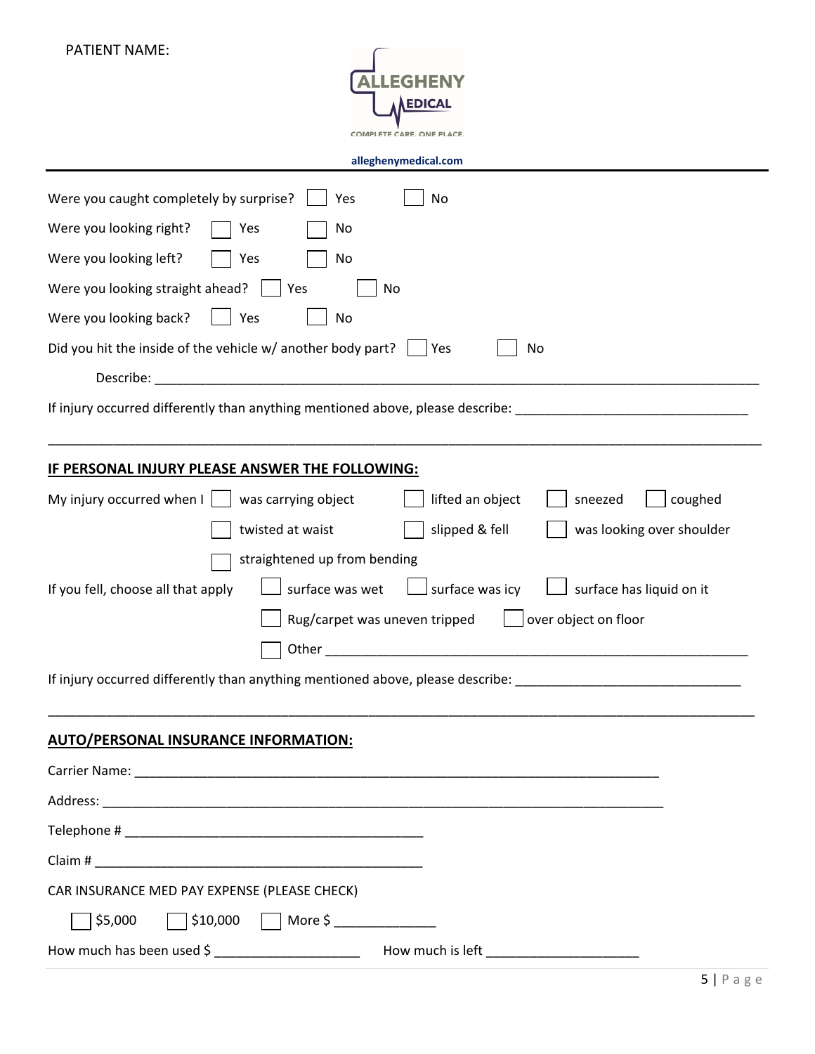PATIENT NAME:

ALLEGHENY MEDICAL
COMPLETE CARE. ONE PLACE.

alleghenymedical.com

---

Were you caught completely by surprise? ☐ Yes ☐ No

Were you looking right? ☐ Yes ☐ No

Were you looking left? ☐ Yes ☐ No

Were you looking straight ahead? ☐ Yes ☐ No

Were you looking back? ☐ Yes ☐ No

Did you hit the inside of the vehicle w/ another body part? ☐ Yes ☐ No

Describe: ______________________________________________________________________________________

If injury occurred differently than anything mentioned above, please describe: _______________________________

______________________________________________________________________________________________

## IF PERSONAL INJURY PLEASE ANSWER THE FOLLOWING:

My injury occurred when I ☐ was carrying object ☐ lifted an object ☐ sneezed ☐ coughed

☐ twisted at waist ☐ slipped & fell ☐ was looking over shoulder

☐ straightened up from bending

If you fell, choose all that apply ☐ surface was wet ☐ surface was icy ☐ surface has liquid on it

☐ Rug/carpet was uneven tripped ☐ over object on floor

☐ Other ________________________________________________________

If injury occurred differently than anything mentioned above, please describe: _______________________________

______________________________________________________________________________________________

## AUTO/PERSONAL INSURANCE INFORMATION:

Carrier Name: ___________________________________________________________________________

Address: _______________________________________________________________________________

Telephone # ___________________________________________

Claim # _______________________________________________

CAR INSURANCE MED PAY EXPENSE (PLEASE CHECK)

☐ $5,000 ☐ $10,000 ☐ More $ ______________

How much has been used $ ____________________ How much is left _____________________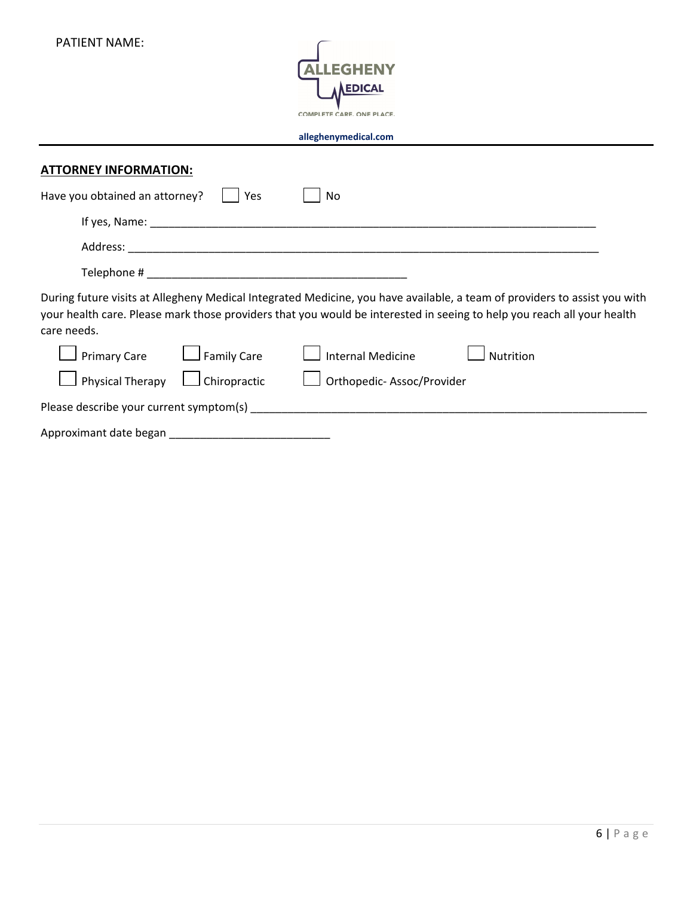PATIENT NAME:

alleghenymedical.com

**ATTORNEY INFORMATION:**

Have you obtained an attorney? ☐ Yes ☐ No

If yes, Name: ___________________________________________________________________________

Address: ________________________________________________________________________________

Telephone # ___________________________________________

During future visits at Allegheny Medical Integrated Medicine, you have available, a team of providers to assist you with your health care. Please mark those providers that you would be interested in seeing to help you reach all your health care needs.

☐ Primary Care ☐ Family Care ☐ Internal Medicine ☐ Nutrition

☐ Physical Therapy ☐ Chiropractic ☐ Orthopedic- Assoc/Provider

Please describe your current symptom(s) ___________________________________________________________________

Approximant date began __________________________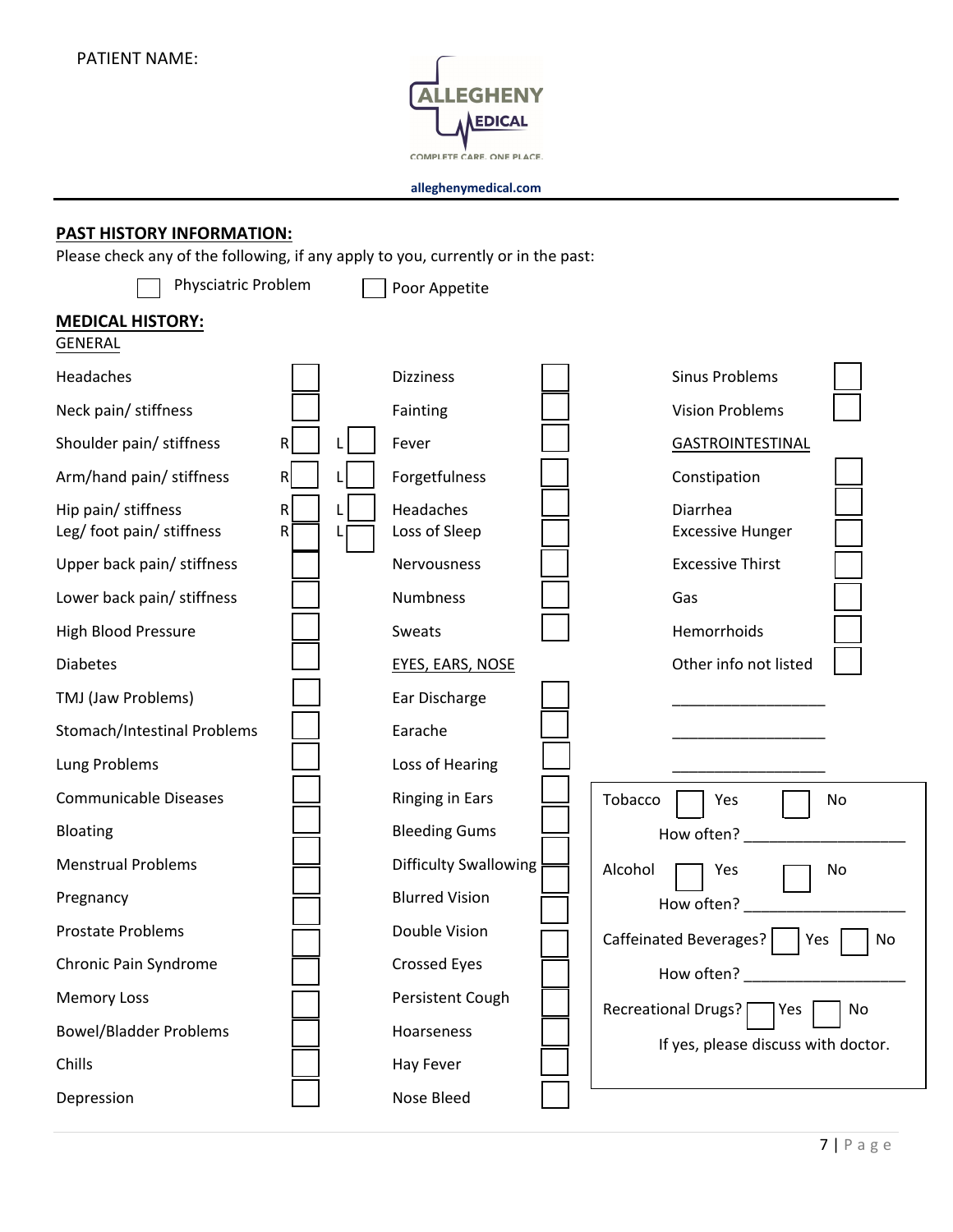PATIENT NAME:

ALLEGHENY MEDICAL

COMPLETE CARE. ONE PLACE.

alleghenymedical.com

## PAST HISTORY INFORMATION:

Please check any of the following, if any apply to you, currently or in the past:

- [ ] Physciatric Problem
- [ ] Poor Appetite

## MEDICAL HISTORY:

GENERAL

- [ ] Headaches
- [ ] Neck pain/ stiffness
- Shoulder pain/ stiffness R [ ] L [ ]
- Arm/hand pain/ stiffness R [ ] L [ ]
- Hip pain/ stiffness R [ ] L [ ]
- Leg/ foot pain/ stiffness R [ ] L [ ]
- [ ] Upper back pain/ stiffness
- [ ] Lower back pain/ stiffness
- [ ] High Blood Pressure
- [ ] Diabetes
- [ ] TMJ (Jaw Problems)
- [ ] Stomach/Intestinal Problems
- [ ] Lung Problems
- [ ] Communicable Diseases
- [ ] Bloating
- [ ] Menstrual Problems
- [ ] Pregnancy
- [ ] Prostate Problems
- [ ] Chronic Pain Syndrome
- [ ] Memory Loss
- [ ] Bowel/Bladder Problems
- [ ] Chills
- [ ] Depression
- [ ] Dizziness
- [ ] Fainting
- [ ] Fever
- [ ] Forgetfulness
- [ ] Headaches
- [ ] Loss of Sleep
- [ ] Nervousness
- [ ] Numbness
- [ ] Sweats

EYES, EARS, NOSE

- [ ] Ear Discharge
- [ ] Earache
- [ ] Loss of Hearing
- [ ] Ringing in Ears
- [ ] Bleeding Gums
- [ ] Difficulty Swallowing
- [ ] Blurred Vision
- [ ] Double Vision
- [ ] Crossed Eyes
- [ ] Persistent Cough
- [ ] Hoarseness
- [ ] Hay Fever
- [ ] Nose Bleed
- [ ] Sinus Problems
- [ ] Vision Problems

GASTROINTESTINAL

- [ ] Constipation
- [ ] Diarrhea
- [ ] Excessive Hunger
- [ ] Excessive Thirst
- [ ] Gas
- [ ] Hemorrhoids
- [ ] Other info not listed

___________________

___________________

___________________

Tobacco [ ] Yes [ ] No

How often? ____________________

Alcohol [ ] Yes [ ] No

How often? ____________________

Caffeinated Beverages? [ ] Yes [ ] No

How often? ____________________

Recreational Drugs? [ ] Yes [ ] No

If yes, please discuss with doctor.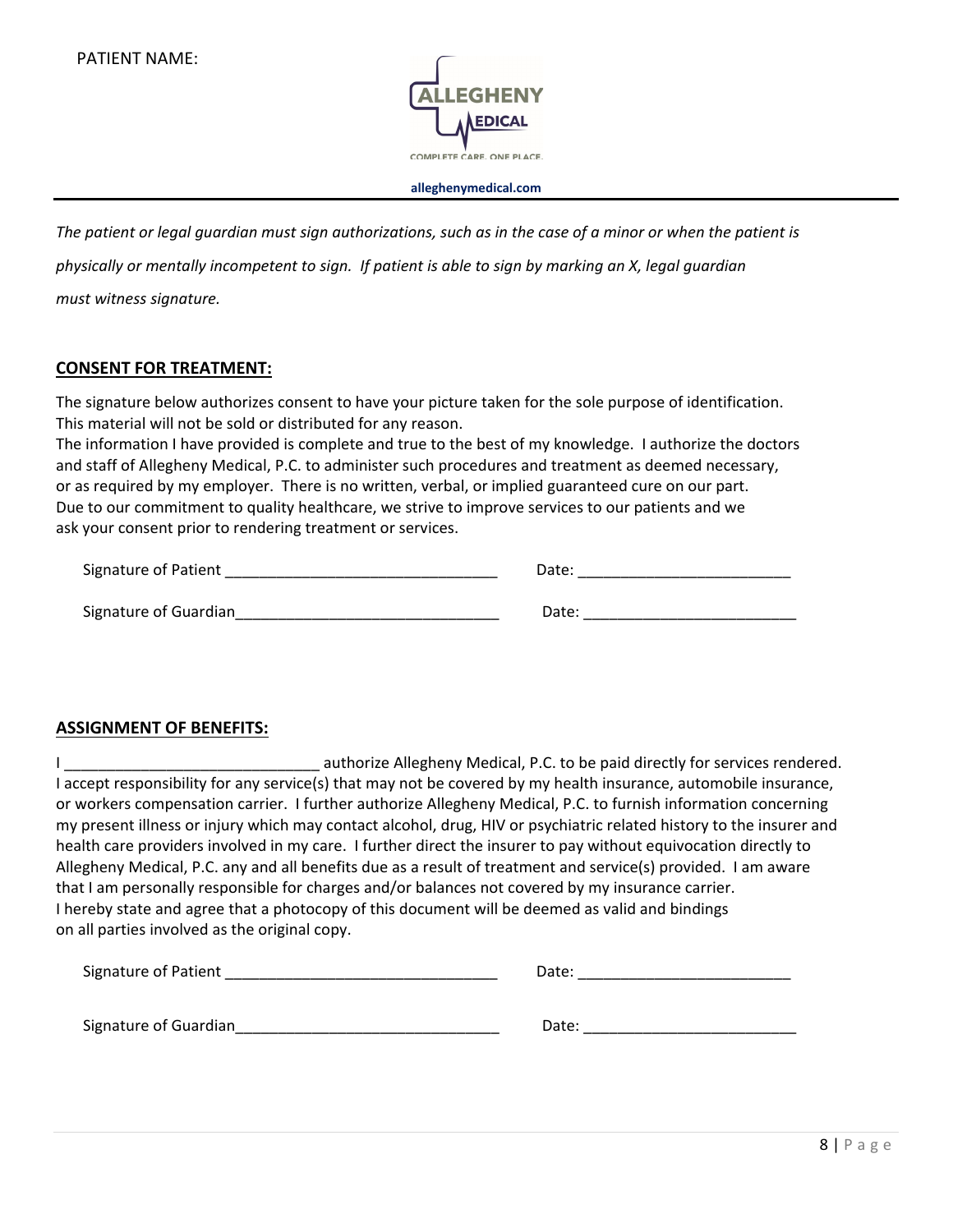PATIENT NAME:

ALLEGHENY MEDICAL

COMPLETE CARE. ONE PLACE.

**alleghenymedical.com**

---

*The patient or legal guardian must sign authorizations, such as in the case of a minor or when the patient is physically or mentally incompetent to sign. If patient is able to sign by marking an X, legal guardian must witness signature.*

## CONSENT FOR TREATMENT:

The signature below authorizes consent to have your picture taken for the sole purpose of identification. This material will not be sold or distributed for any reason.
The information I have provided is complete and true to the best of my knowledge. I authorize the doctors and staff of Allegheny Medical, P.C. to administer such procedures and treatment as deemed necessary, or as required by my employer. There is no written, verbal, or implied guaranteed cure on our part. Due to our commitment to quality healthcare, we strive to improve services to our patients and we ask your consent prior to rendering treatment or services.

Signature of Patient ________________________________ Date: _________________________

Signature of Guardian_______________________________ Date: _________________________

## ASSIGNMENT OF BENEFITS:

I ______________________________ authorize Allegheny Medical, P.C. to be paid directly for services rendered. I accept responsibility for any service(s) that may not be covered by my health insurance, automobile insurance, or workers compensation carrier. I further authorize Allegheny Medical, P.C. to furnish information concerning my present illness or injury which may contact alcohol, drug, HIV or psychiatric related history to the insurer and health care providers involved in my care. I further direct the insurer to pay without equivocation directly to Allegheny Medical, P.C. any and all benefits due as a result of treatment and service(s) provided. I am aware that I am personally responsible for charges and/or balances not covered by my insurance carrier.
I hereby state and agree that a photocopy of this document will be deemed as valid and bindings on all parties involved as the original copy.

Signature of Patient ________________________________ Date: _________________________

Signature of Guardian_______________________________ Date: _________________________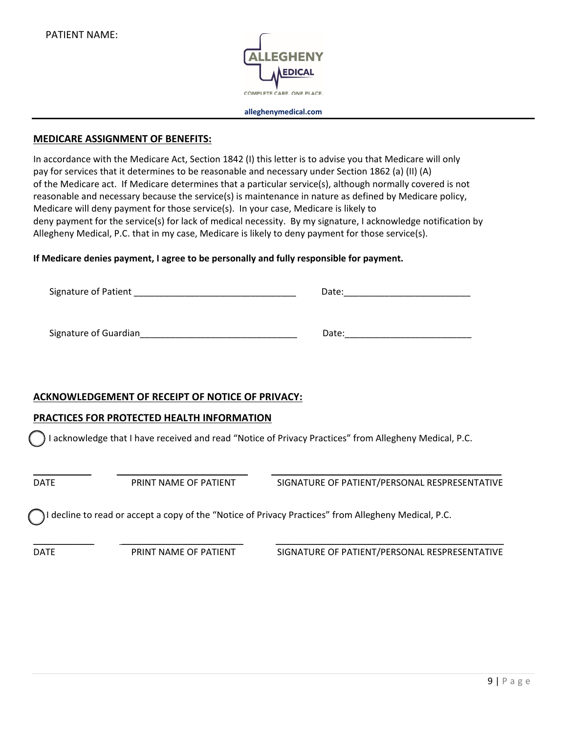PATIENT NAME:

ALLEGHENY MEDICAL

COMPLETE CARE. ONE PLACE.

alleghenymedical.com

## MEDICARE ASSIGNMENT OF BENEFITS:

In accordance with the Medicare Act, Section 1842 (I) this letter is to advise you that Medicare will only pay for services that it determines to be reasonable and necessary under Section 1862 (a) (II) (A) of the Medicare act. If Medicare determines that a particular service(s), although normally covered is not reasonable and necessary because the service(s) is maintenance in nature as defined by Medicare policy, Medicare will deny payment for those service(s). In your case, Medicare is likely to deny payment for the service(s) for lack of medical necessity. By my signature, I acknowledge notification by Allegheny Medical, P.C. that in my case, Medicare is likely to deny payment for those service(s).

**If Medicare denies payment, I agree to be personally and fully responsible for payment.**

Signature of Patient ________________________________ Date:_________________________

Signature of Guardian_______________________________ Date:_________________________

## ACKNOWLEDGEMENT OF RECEIPT OF NOTICE OF PRIVACY:

## PRACTICES FOR PROTECTED HEALTH INFORMATION

◯ I acknowledge that I have received and read "Notice of Privacy Practices" from Allegheny Medical, P.C.

___________ ________________________ ____________________________________________

DATE PRINT NAME OF PATIENT SIGNATURE OF PATIENT/PERSONAL RESPRESENTATIVE

◯ I decline to read or accept a copy of the "Notice of Privacy Practices" from Allegheny Medical, P.C.

___________ ________________________ ____________________________________________

DATE PRINT NAME OF PATIENT SIGNATURE OF PATIENT/PERSONAL RESPRESENTATIVE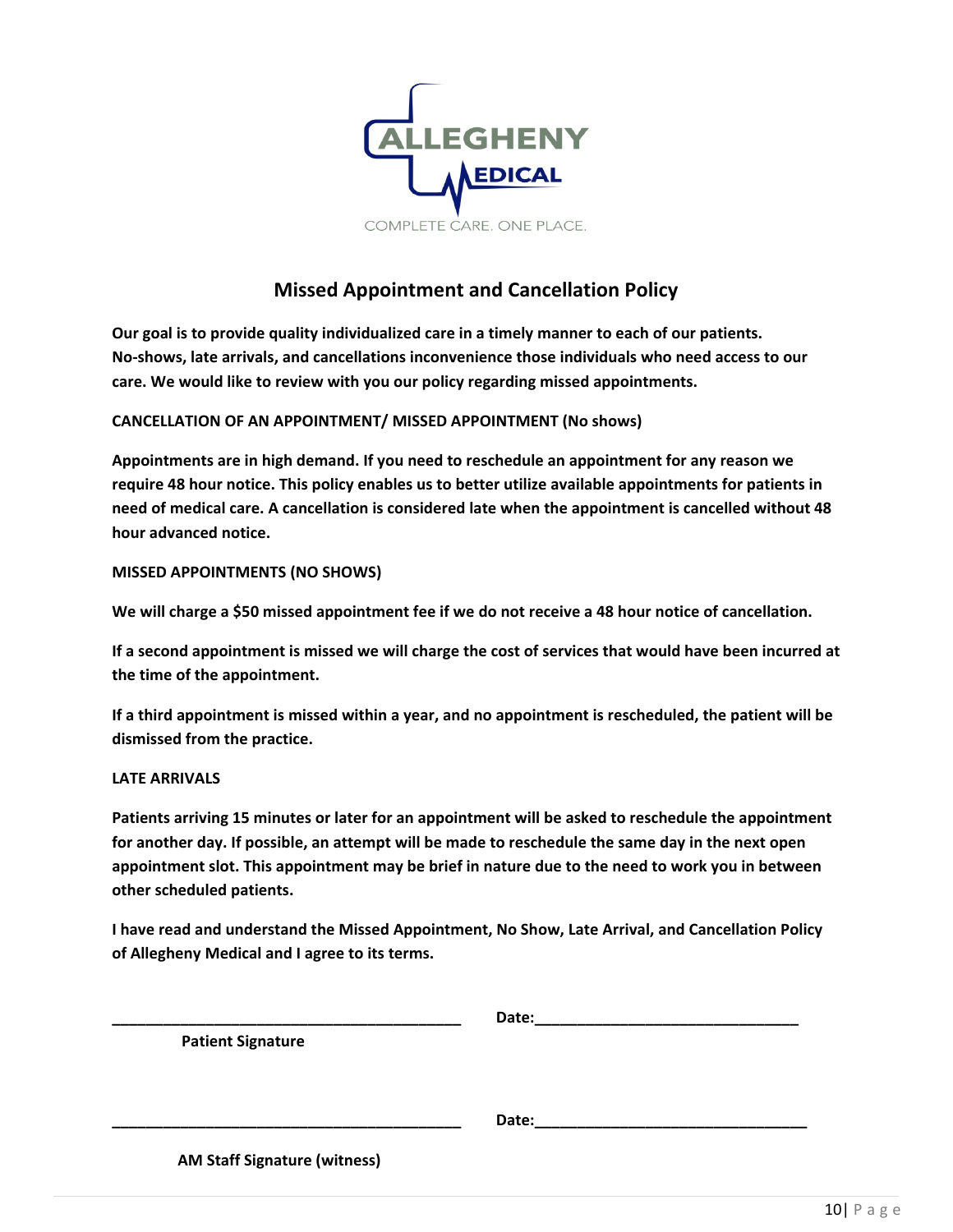ALLEGHENY MEDICAL

COMPLETE CARE. ONE PLACE.

# Missed Appointment and Cancellation Policy

**Our goal is to provide quality individualized care in a timely manner to each of our patients. No-shows, late arrivals, and cancellations inconvenience those individuals who need access to our care. We would like to review with you our policy regarding missed appointments.**

**CANCELLATION OF AN APPOINTMENT/ MISSED APPOINTMENT (No shows)**

**Appointments are in high demand. If you need to reschedule an appointment for any reason we require 48 hour notice. This policy enables us to better utilize available appointments for patients in need of medical care. A cancellation is considered late when the appointment is cancelled without 48 hour advanced notice.**

**MISSED APPOINTMENTS (NO SHOWS)**

**We will charge a $50 missed appointment fee if we do not receive a 48 hour notice of cancellation.**

**If a second appointment is missed we will charge the cost of services that would have been incurred at the time of the appointment.**

**If a third appointment is missed within a year, and no appointment is rescheduled, the patient will be dismissed from the practice.**

**LATE ARRIVALS**

**Patients arriving 15 minutes or later for an appointment will be asked to reschedule the appointment for another day. If possible, an attempt will be made to reschedule the same day in the next open appointment slot. This appointment may be brief in nature due to the need to work you in between other scheduled patients.**

**I have read and understand the Missed Appointment, No Show, Late Arrival, and Cancellation Policy of Allegheny Medical and I agree to its terms.**

\_\_\_\_\_\_\_\_\_\_\_\_\_\_\_\_\_\_\_\_\_\_\_\_\_\_\_\_\_\_\_\_\_\_\_\_\_\_\_\_ **Date:**\_\_\_\_\_\_\_\_\_\_\_\_\_\_\_\_\_\_\_\_\_\_\_\_\_\_\_\_\_\_\_

**Patient Signature**

\_\_\_\_\_\_\_\_\_\_\_\_\_\_\_\_\_\_\_\_\_\_\_\_\_\_\_\_\_\_\_\_\_\_\_\_\_\_\_\_ **Date:**\_\_\_\_\_\_\_\_\_\_\_\_\_\_\_\_\_\_\_\_\_\_\_\_\_\_\_\_\_\_\_

**AM Staff Signature (witness)**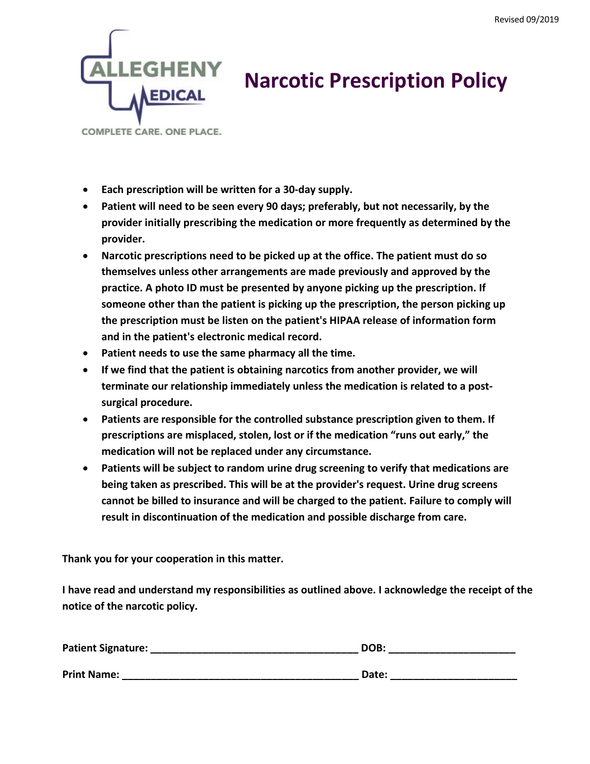Revised 09/2019

ALLEGHENY MEDICAL

COMPLETE CARE. ONE PLACE.

# Narcotic Prescription Policy

- **Each prescription will be written for a 30-day supply.**
- **Patient will need to be seen every 90 days; preferably, but not necessarily, by the provider initially prescribing the medication or more frequently as determined by the provider.**
- **Narcotic prescriptions need to be picked up at the office. The patient must do so themselves unless other arrangements are made previously and approved by the practice. A photo ID must be presented by anyone picking up the prescription. If someone other than the patient is picking up the prescription, the person picking up the prescription must be listen on the patient's HIPAA release of information form and in the patient's electronic medical record.**
- **Patient needs to use the same pharmacy all the time.**
- **If we find that the patient is obtaining narcotics from another provider, we will terminate our relationship immediately unless the medication is related to a post-surgical procedure.**
- **Patients are responsible for the controlled substance prescription given to them. If prescriptions are misplaced, stolen, lost or if the medication "runs out early," the medication will not be replaced under any circumstance.**
- **Patients will be subject to random urine drug screening to verify that medications are being taken as prescribed. This will be at the provider's request. Urine drug screens cannot be billed to insurance and will be charged to the patient. Failure to comply will result in discontinuation of the medication and possible discharge from care.**

**Thank you for your cooperation in this matter.**

**I have read and understand my responsibilities as outlined above. I acknowledge the receipt of the notice of the narcotic policy.**

**Patient Signature:** ____________________________________ **DOB:** ______________________

**Print Name:** __________________________________________ **Date:** ______________________